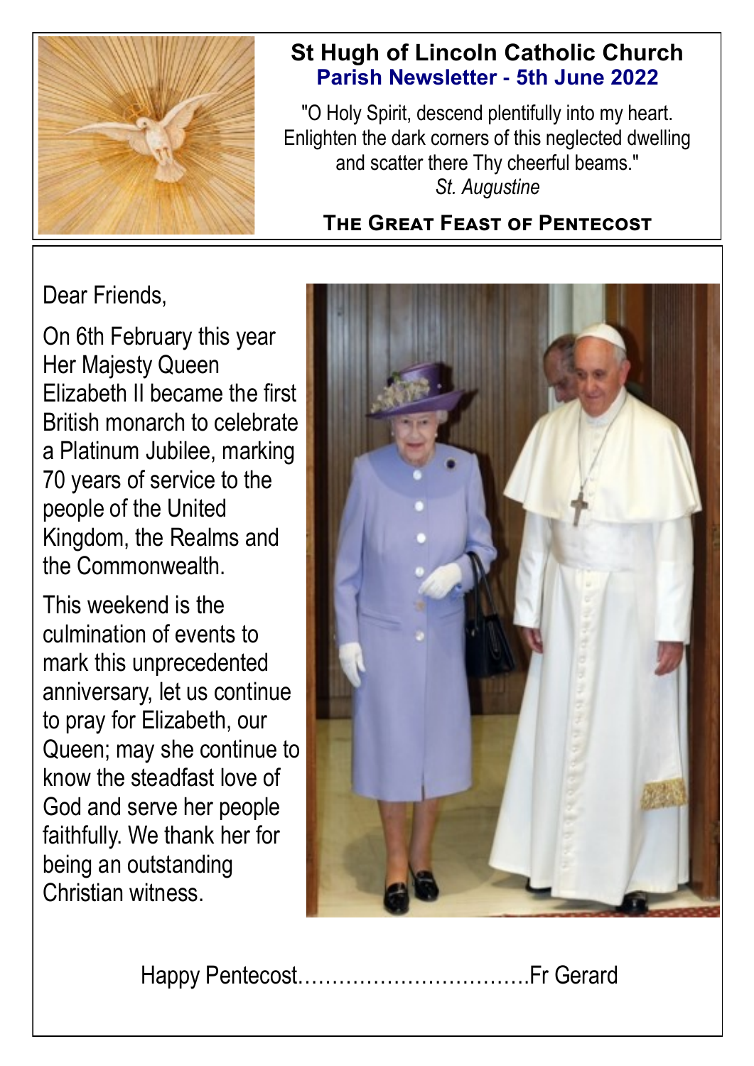# St Hugh of Lincoln Catholic Church

## Parish Newsletter - 5th June 2022

"O Holy Spirit, descend plentifully into my heart. Enlighten the dark corners of this neglected dwelling and scatter there Thy cheerful beams."
*St. Augustine*

**THE GREAT FEAST OF PENTECOST**

Dear Friends,

On 6th February this year Her Majesty Queen Elizabeth II became the first British monarch to celebrate a Platinum Jubilee, marking 70 years of service to the people of the United Kingdom, the Realms and the Commonwealth.

This weekend is the culmination of events to mark this unprecedented anniversary, let us continue to pray for Elizabeth, our Queen; may she continue to know the steadfast love of God and serve her people faithfully. We thank her for being an outstanding Christian witness.

Happy Pentecost……………………………Fr Gerard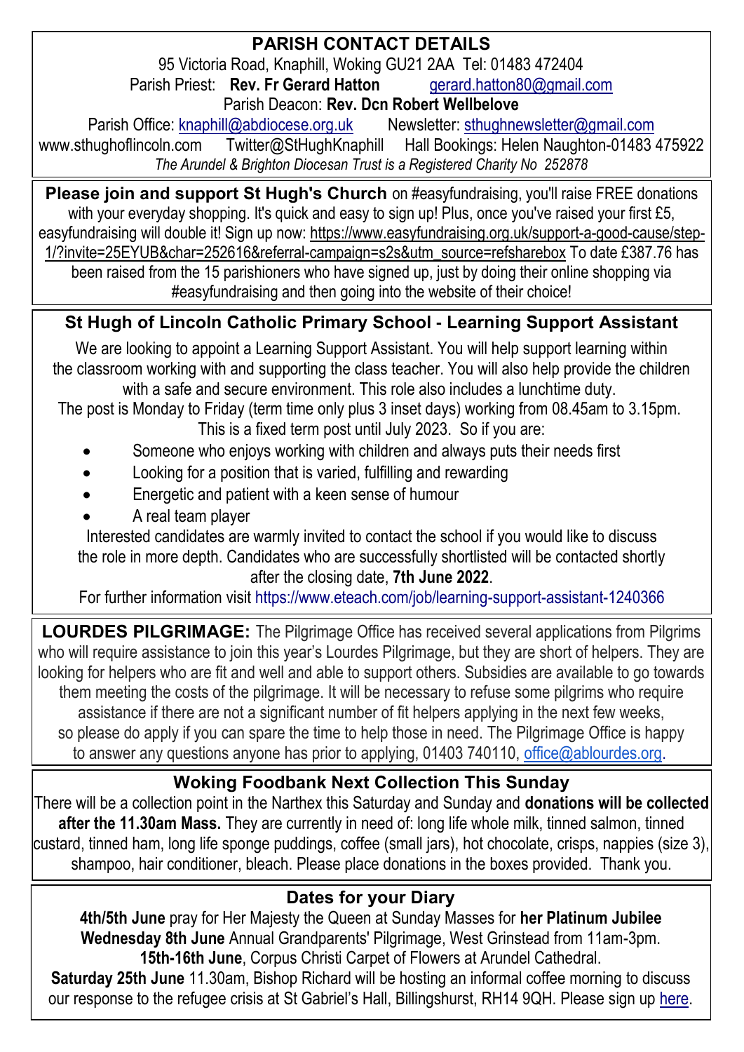## PARISH CONTACT DETAILS

95 Victoria Road, Knaphill, Woking GU21 2AA Tel: 01483 472404
Parish Priest: **Rev. Fr Gerard Hatton** gerard.hatton80@gmail.com
Parish Deacon: **Rev. Dcn Robert Wellbelove**
Parish Office: knaphill@abdiocese.org.uk Newsletter: sthughnewsletter@gmail.com
www.sthughoflincoln.com Twitter@StHughKnaphill Hall Bookings: Helen Naughton-01483 475922
*The Arundel & Brighton Diocesan Trust is a Registered Charity No 252878*

**Please join and support St Hugh's Church** on #easyfundraising, you'll raise FREE donations with your everyday shopping. It's quick and easy to sign up! Plus, once you've raised your first £5, easyfundraising will double it! Sign up now: https://www.easyfundraising.org.uk/support-a-good-cause/step-1/?invite=25EYUB&char=252616&referral-campaign=s2s&utm_source=refsharebox To date £387.76 has been raised from the 15 parishioners who have signed up, just by doing their online shopping via #easyfundraising and then going into the website of their choice!

## St Hugh of Lincoln Catholic Primary School - Learning Support Assistant

We are looking to appoint a Learning Support Assistant. You will help support learning within the classroom working with and supporting the class teacher. You will also help provide the children with a safe and secure environment. This role also includes a lunchtime duty.
The post is Monday to Friday (term time only plus 3 inset days) working from 08.45am to 3.15pm. This is a fixed term post until July 2023. So if you are:

- Someone who enjoys working with children and always puts their needs first
- Looking for a position that is varied, fulfilling and rewarding
- Energetic and patient with a keen sense of humour
- A real team player

Interested candidates are warmly invited to contact the school if you would like to discuss the role in more depth. Candidates who are successfully shortlisted will be contacted shortly after the closing date, **7th June 2022**.
For further information visit https://www.eteach.com/job/learning-support-assistant-1240366

**LOURDES PILGRIMAGE:** The Pilgrimage Office has received several applications from Pilgrims who will require assistance to join this year's Lourdes Pilgrimage, but they are short of helpers. They are looking for helpers who are fit and well and able to support others. Subsidies are available to go towards them meeting the costs of the pilgrimage. It will be necessary to refuse some pilgrims who require assistance if there are not a significant number of fit helpers applying in the next few weeks, so please do apply if you can spare the time to help those in need. The Pilgrimage Office is happy to answer any questions anyone has prior to applying, 01403 740110, office@ablourdes.org.

## Woking Foodbank Next Collection This Sunday

There will be a collection point in the Narthex this Saturday and Sunday and **donations will be collected after the 11.30am Mass.** They are currently in need of: long life whole milk, tinned salmon, tinned custard, tinned ham, long life sponge puddings, coffee (small jars), hot chocolate, crisps, nappies (size 3), shampoo, hair conditioner, bleach. Please place donations in the boxes provided. Thank you.

## Dates for your Diary

**4th/5th June** pray for Her Majesty the Queen at Sunday Masses for **her Platinum Jubilee**
**Wednesday 8th June** Annual Grandparents' Pilgrimage, West Grinstead from 11am-3pm.
**15th-16th June**, Corpus Christi Carpet of Flowers at Arundel Cathedral.
**Saturday 25th June** 11.30am, Bishop Richard will be hosting an informal coffee morning to discuss our response to the refugee crisis at St Gabriel's Hall, Billingshurst, RH14 9QH. Please sign up here.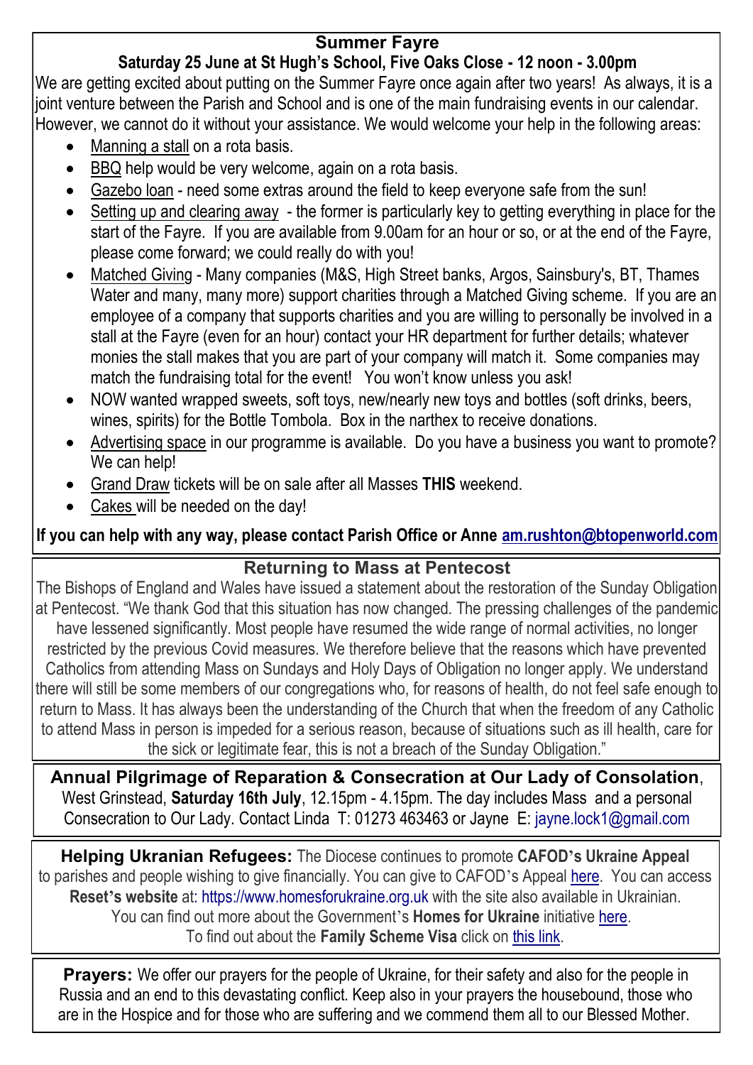## Summer Fayre

**Saturday 25 June at St Hugh's School, Five Oaks Close - 12 noon - 3.00pm**

We are getting excited about putting on the Summer Fayre once again after two years! As always, it is a joint venture between the Parish and School and is one of the main fundraising events in our calendar. However, we cannot do it without your assistance. We would welcome your help in the following areas:

- Manning a stall on a rota basis.
- BBQ help would be very welcome, again on a rota basis.
- Gazebo loan - need some extras around the field to keep everyone safe from the sun!
- Setting up and clearing away - the former is particularly key to getting everything in place for the start of the Fayre. If you are available from 9.00am for an hour or so, or at the end of the Fayre, please come forward; we could really do with you!
- Matched Giving - Many companies (M&S, High Street banks, Argos, Sainsbury's, BT, Thames Water and many, many more) support charities through a Matched Giving scheme. If you are an employee of a company that supports charities and you are willing to personally be involved in a stall at the Fayre (even for an hour) contact your HR department for further details; whatever monies the stall makes that you are part of your company will match it. Some companies may match the fundraising total for the event! You won't know unless you ask!
- NOW wanted wrapped sweets, soft toys, new/nearly new toys and bottles (soft drinks, beers, wines, spirits) for the Bottle Tombola. Box in the narthex to receive donations.
- Advertising space in our programme is available. Do you have a business you want to promote? We can help!
- Grand Draw tickets will be on sale after all Masses **THIS** weekend.
- Cakes will be needed on the day!

**If you can help with any way, please contact Parish Office or Anne am.rushton@btopenworld.com**

## Returning to Mass at Pentecost

The Bishops of England and Wales have issued a statement about the restoration of the Sunday Obligation at Pentecost. "We thank God that this situation has now changed. The pressing challenges of the pandemic have lessened significantly. Most people have resumed the wide range of normal activities, no longer restricted by the previous Covid measures. We therefore believe that the reasons which have prevented Catholics from attending Mass on Sundays and Holy Days of Obligation no longer apply. We understand there will still be some members of our congregations who, for reasons of health, do not feel safe enough to return to Mass. It has always been the understanding of the Church that when the freedom of any Catholic to attend Mass in person is impeded for a serious reason, because of situations such as ill health, care for the sick or legitimate fear, this is not a breach of the Sunday Obligation."

**Annual Pilgrimage of Reparation & Consecration at Our Lady of Consolation**, West Grinstead, **Saturday 16th July**, 12.15pm - 4.15pm. The day includes Mass and a personal Consecration to Our Lady. Contact Linda T: 01273 463463 or Jayne E: jayne.lock1@gmail.com

**Helping Ukranian Refugees:** The Diocese continues to promote **CAFOD's Ukraine Appeal** to parishes and people wishing to give financially. You can give to CAFOD's Appeal here. You can access **Reset's website** at: https://www.homesforukraine.org.uk with the site also available in Ukrainian. You can find out more about the Government's **Homes for Ukraine** initiative here. To find out about the **Family Scheme Visa** click on this link.

**Prayers:** We offer our prayers for the people of Ukraine, for their safety and also for the people in Russia and an end to this devastating conflict. Keep also in your prayers the housebound, those who are in the Hospice and for those who are suffering and we commend them all to our Blessed Mother.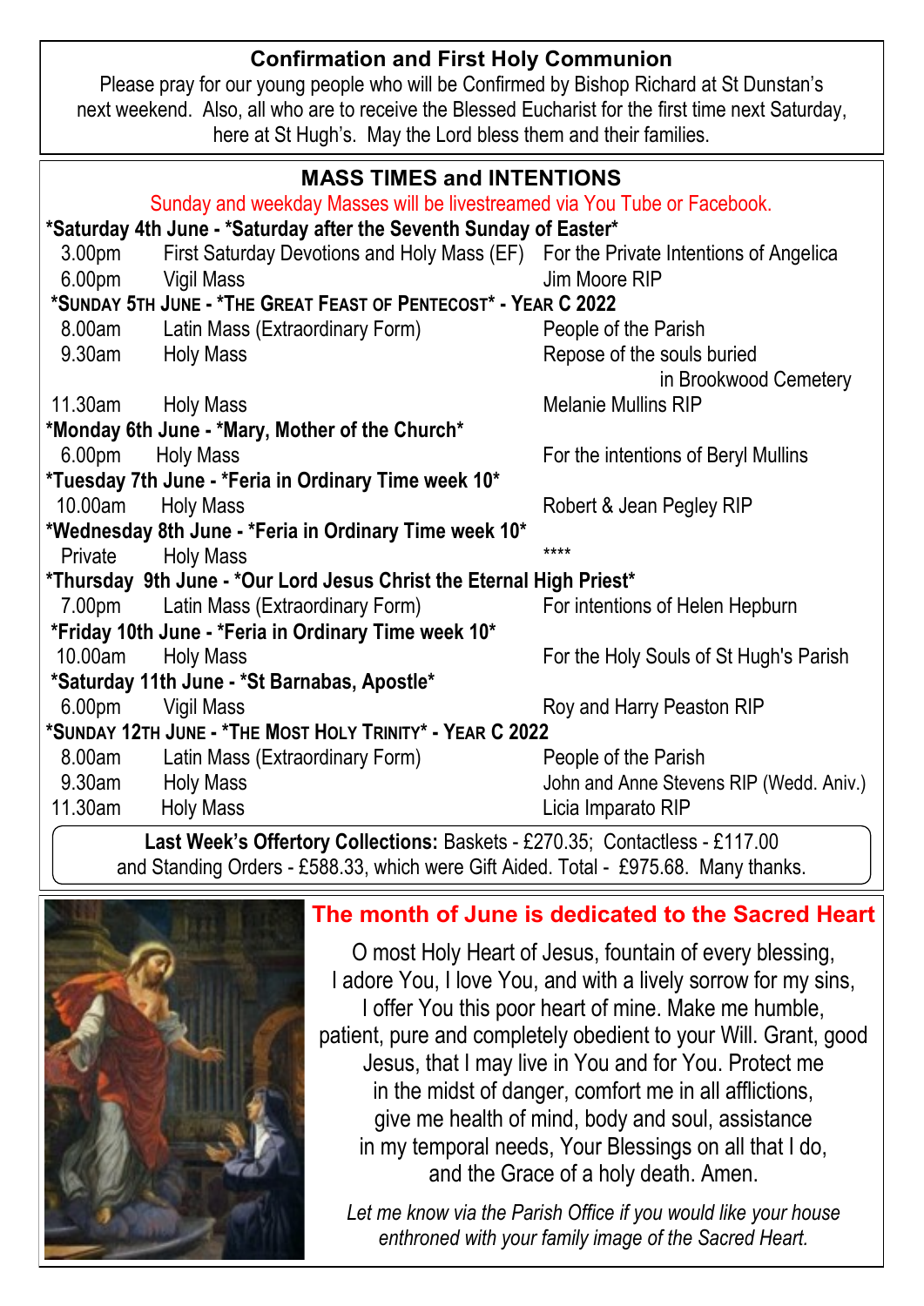## Confirmation and First Holy Communion

Please pray for our young people who will be Confirmed by Bishop Richard at St Dunstan's next weekend. Also, all who are to receive the Blessed Eucharist for the first time next Saturday, here at St Hugh's. May the Lord bless them and their families.

## MASS TIMES and INTENTIONS

Sunday and weekday Masses will be livestreamed via You Tube or Facebook.

| | | |
|---|---|---|
| **\*Saturday 4th June - \*Saturday after the Seventh Sunday of Easter\*** | | |
| 3.00pm | First Saturday Devotions and Holy Mass (EF) | For the Private Intentions of Angelica |
| 6.00pm | Vigil Mass | Jim Moore RIP |
| **\*SUNDAY 5TH JUNE - \*THE GREAT FEAST OF PENTECOST\* - YEAR C 2022** | | |
| 8.00am | Latin Mass (Extraordinary Form) | People of the Parish |
| 9.30am | Holy Mass | Repose of the souls buried in Brookwood Cemetery |
| 11.30am | Holy Mass | Melanie Mullins RIP |
| **\*Monday 6th June - \*Mary, Mother of the Church\*** | | |
| 6.00pm | Holy Mass | For the intentions of Beryl Mullins |
| **\*Tuesday 7th June - \*Feria in Ordinary Time week 10\*** | | |
| 10.00am | Holy Mass | Robert & Jean Pegley RIP |
| **\*Wednesday 8th June - \*Feria in Ordinary Time week 10\*** | | |
| Private | Holy Mass | **** |
| **\*Thursday 9th June - \*Our Lord Jesus Christ the Eternal High Priest\*** | | |
| 7.00pm | Latin Mass (Extraordinary Form) | For intentions of Helen Hepburn |
| **\*Friday 10th June - \*Feria in Ordinary Time week 10\*** | | |
| 10.00am | Holy Mass | For the Holy Souls of St Hugh's Parish |
| **\*Saturday 11th June - \*St Barnabas, Apostle\*** | | |
| 6.00pm | Vigil Mass | Roy and Harry Peaston RIP |
| **\*SUNDAY 12TH JUNE - \*THE MOST HOLY TRINITY\* - YEAR C 2022** | | |
| 8.00am | Latin Mass (Extraordinary Form) | People of the Parish |
| 9.30am | Holy Mass | John and Anne Stevens RIP (Wedd. Aniv.) |
| 11.30am | Holy Mass | Licia Imparato RIP |

**Last Week's Offertory Collections:** Baskets - £270.35; Contactless - £117.00 and Standing Orders - £588.33, which were Gift Aided. Total - £975.68. Many thanks.

## The month of June is dedicated to the Sacred Heart

O most Holy Heart of Jesus, fountain of every blessing,
I adore You, I love You, and with a lively sorrow for my sins,
I offer You this poor heart of mine. Make me humble,
patient, pure and completely obedient to your Will. Grant, good
Jesus, that I may live in You and for You. Protect me
in the midst of danger, comfort me in all afflictions,
give me health of mind, body and soul, assistance
in my temporal needs, Your Blessings on all that I do,
and the Grace of a holy death. Amen.

*Let me know via the Parish Office if you would like your house enthroned with your family image of the Sacred Heart.*